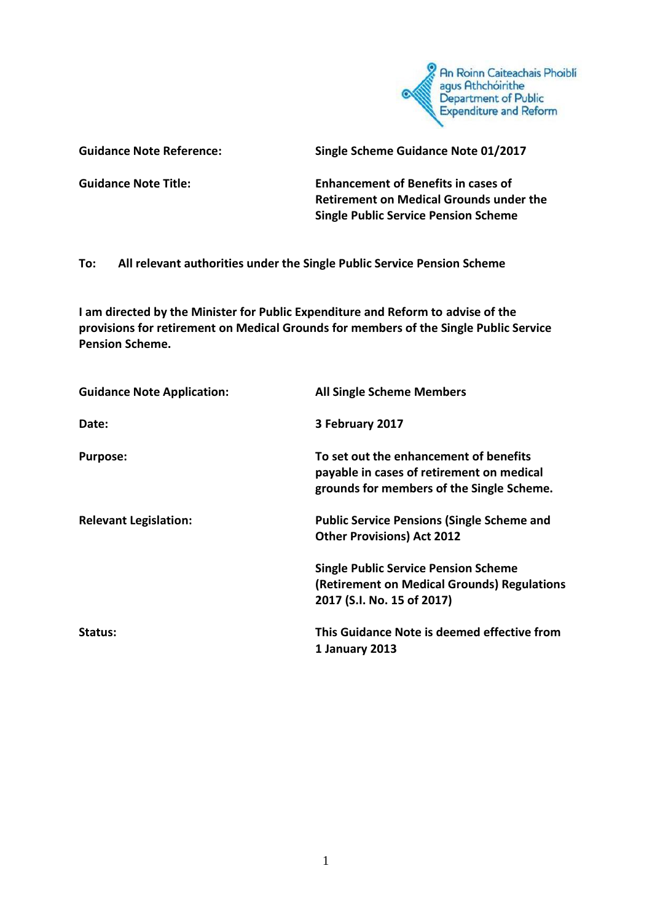An Roinn Caiteachais Phoiblí agus Athchóirithe
Department of Public Expenditure and Reform

| | |
|---|---|
| **Guidance Note Reference:** | **Single Scheme Guidance Note 01/2017** |
| **Guidance Note Title:** | **Enhancement of Benefits in cases of Retirement on Medical Grounds under the Single Public Service Pension Scheme** |

**To: All relevant authorities under the Single Public Service Pension Scheme**

**I am directed by the Minister for Public Expenditure and Reform to advise of the provisions for retirement on Medical Grounds for members of the Single Public Service Pension Scheme.**

| | |
|---|---|
| **Guidance Note Application:** | **All Single Scheme Members** |
| **Date:** | **3 February 2017** |
| **Purpose:** | **To set out the enhancement of benefits payable in cases of retirement on medical grounds for members of the Single Scheme.** |
| **Relevant Legislation:** | **Public Service Pensions (Single Scheme and Other Provisions) Act 2012**<br><br>**Single Public Service Pension Scheme (Retirement on Medical Grounds) Regulations 2017 (S.I. No. 15 of 2017)** |
| **Status:** | **This Guidance Note is deemed effective from 1 January 2013** |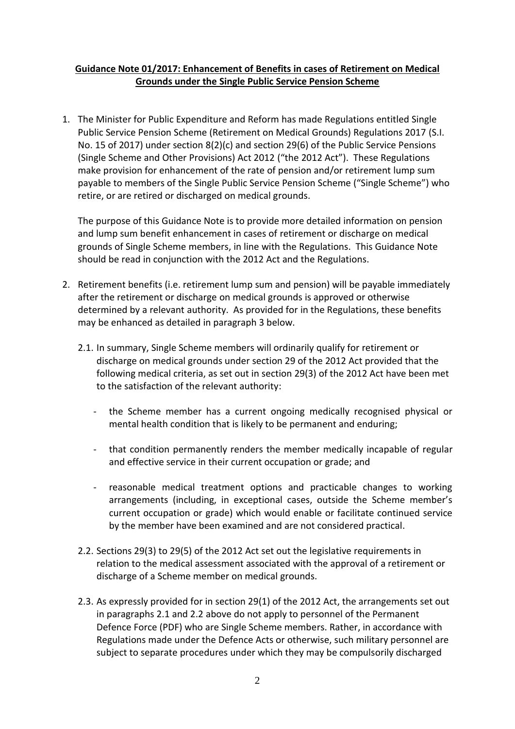**Guidance Note 01/2017: Enhancement of Benefits in cases of Retirement on Medical Grounds under the Single Public Service Pension Scheme**

1. The Minister for Public Expenditure and Reform has made Regulations entitled Single Public Service Pension Scheme (Retirement on Medical Grounds) Regulations 2017 (S.I. No. 15 of 2017) under section 8(2)(c) and section 29(6) of the Public Service Pensions (Single Scheme and Other Provisions) Act 2012 ("the 2012 Act"). These Regulations make provision for enhancement of the rate of pension and/or retirement lump sum payable to members of the Single Public Service Pension Scheme ("Single Scheme") who retire, or are retired or discharged on medical grounds.

   The purpose of this Guidance Note is to provide more detailed information on pension and lump sum benefit enhancement in cases of retirement or discharge on medical grounds of Single Scheme members, in line with the Regulations. This Guidance Note should be read in conjunction with the 2012 Act and the Regulations.

2. Retirement benefits (i.e. retirement lump sum and pension) will be payable immediately after the retirement or discharge on medical grounds is approved or otherwise determined by a relevant authority. As provided for in the Regulations, these benefits may be enhanced as detailed in paragraph 3 below.

   2.1. In summary, Single Scheme members will ordinarily qualify for retirement or discharge on medical grounds under section 29 of the 2012 Act provided that the following medical criteria, as set out in section 29(3) of the 2012 Act have been met to the satisfaction of the relevant authority:

   - the Scheme member has a current ongoing medically recognised physical or mental health condition that is likely to be permanent and enduring;
   - that condition permanently renders the member medically incapable of regular and effective service in their current occupation or grade; and
   - reasonable medical treatment options and practicable changes to working arrangements (including, in exceptional cases, outside the Scheme member's current occupation or grade) which would enable or facilitate continued service by the member have been examined and are not considered practical.

   2.2. Sections 29(3) to 29(5) of the 2012 Act set out the legislative requirements in relation to the medical assessment associated with the approval of a retirement or discharge of a Scheme member on medical grounds.

   2.3. As expressly provided for in section 29(1) of the 2012 Act, the arrangements set out in paragraphs 2.1 and 2.2 above do not apply to personnel of the Permanent Defence Force (PDF) who are Single Scheme members. Rather, in accordance with Regulations made under the Defence Acts or otherwise, such military personnel are subject to separate procedures under which they may be compulsorily discharged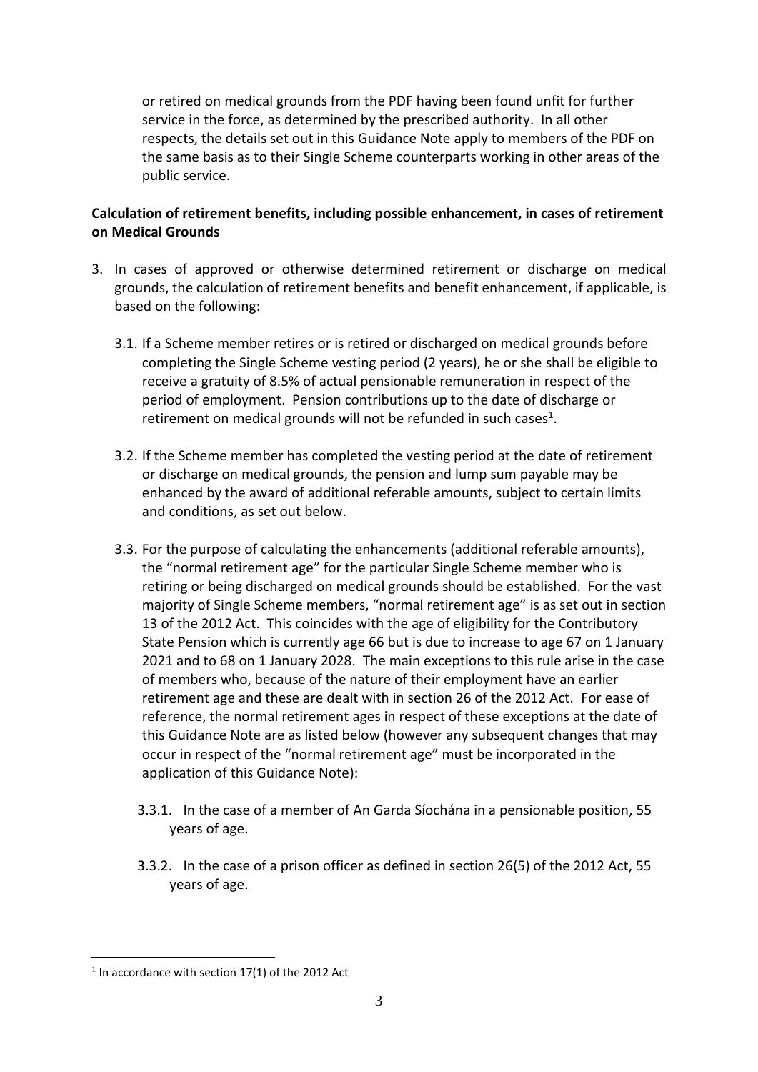or retired on medical grounds from the PDF having been found unfit for further service in the force, as determined by the prescribed authority. In all other respects, the details set out in this Guidance Note apply to members of the PDF on the same basis as to their Single Scheme counterparts working in other areas of the public service.

**Calculation of retirement benefits, including possible enhancement, in cases of retirement on Medical Grounds**

3. In cases of approved or otherwise determined retirement or discharge on medical grounds, the calculation of retirement benefits and benefit enhancement, if applicable, is based on the following:

   3.1. If a Scheme member retires or is retired or discharged on medical grounds before completing the Single Scheme vesting period (2 years), he or she shall be eligible to receive a gratuity of 8.5% of actual pensionable remuneration in respect of the period of employment. Pension contributions up to the date of discharge or retirement on medical grounds will not be refunded in such cases[1].

   3.2. If the Scheme member has completed the vesting period at the date of retirement or discharge on medical grounds, the pension and lump sum payable may be enhanced by the award of additional referable amounts, subject to certain limits and conditions, as set out below.

   3.3. For the purpose of calculating the enhancements (additional referable amounts), the "normal retirement age" for the particular Single Scheme member who is retiring or being discharged on medical grounds should be established. For the vast majority of Single Scheme members, "normal retirement age" is as set out in section 13 of the 2012 Act. This coincides with the age of eligibility for the Contributory State Pension which is currently age 66 but is due to increase to age 67 on 1 January 2021 and to 68 on 1 January 2028. The main exceptions to this rule arise in the case of members who, because of the nature of their employment have an earlier retirement age and these are dealt with in section 26 of the 2012 Act. For ease of reference, the normal retirement ages in respect of these exceptions at the date of this Guidance Note are as listed below (however any subsequent changes that may occur in respect of the "normal retirement age" must be incorporated in the application of this Guidance Note):

      3.3.1. In the case of a member of An Garda Síochána in a pensionable position, 55 years of age.

      3.3.2. In the case of a prison officer as defined in section 26(5) of the 2012 Act, 55 years of age.

---

[1] In accordance with section 17(1) of the 2012 Act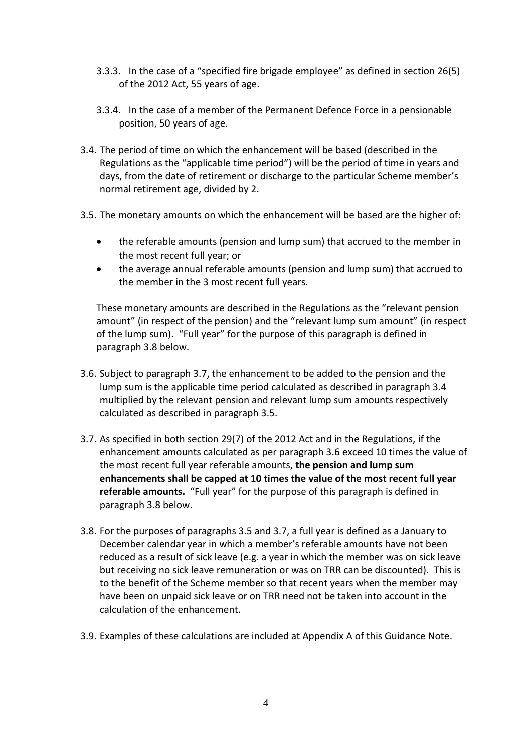3.3.3. In the case of a "specified fire brigade employee" as defined in section 26(5) of the 2012 Act, 55 years of age.

3.3.4. In the case of a member of the Permanent Defence Force in a pensionable position, 50 years of age.

3.4. The period of time on which the enhancement will be based (described in the Regulations as the "applicable time period") will be the period of time in years and days, from the date of retirement or discharge to the particular Scheme member's normal retirement age, divided by 2.

3.5. The monetary amounts on which the enhancement will be based are the higher of:

- the referable amounts (pension and lump sum) that accrued to the member in the most recent full year; or
- the average annual referable amounts (pension and lump sum) that accrued to the member in the 3 most recent full years.

These monetary amounts are described in the Regulations as the "relevant pension amount" (in respect of the pension) and the "relevant lump sum amount" (in respect of the lump sum). "Full year" for the purpose of this paragraph is defined in paragraph 3.8 below.

3.6. Subject to paragraph 3.7, the enhancement to be added to the pension and the lump sum is the applicable time period calculated as described in paragraph 3.4 multiplied by the relevant pension and relevant lump sum amounts respectively calculated as described in paragraph 3.5.

3.7. As specified in both section 29(7) of the 2012 Act and in the Regulations, if the enhancement amounts calculated as per paragraph 3.6 exceed 10 times the value of the most recent full year referable amounts, **the pension and lump sum enhancements shall be capped at 10 times the value of the most recent full year referable amounts.** "Full year" for the purpose of this paragraph is defined in paragraph 3.8 below.

3.8. For the purposes of paragraphs 3.5 and 3.7, a full year is defined as a January to December calendar year in which a member's referable amounts have not been reduced as a result of sick leave (e.g. a year in which the member was on sick leave but receiving no sick leave remuneration or was on TRR can be discounted). This is to the benefit of the Scheme member so that recent years when the member may have been on unpaid sick leave or on TRR need not be taken into account in the calculation of the enhancement.

3.9. Examples of these calculations are included at Appendix A of this Guidance Note.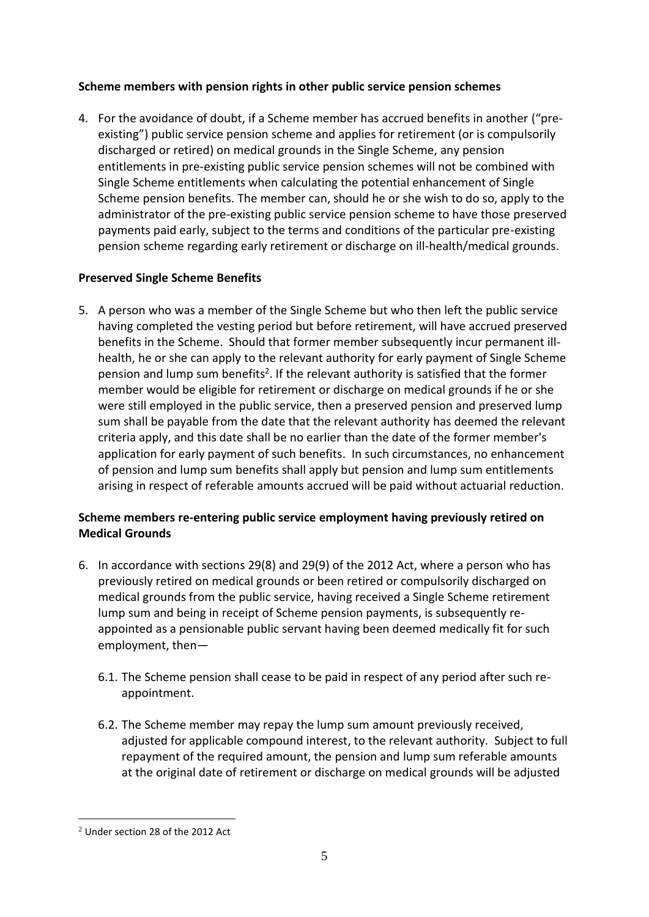**Scheme members with pension rights in other public service pension schemes**

4. For the avoidance of doubt, if a Scheme member has accrued benefits in another ("pre-existing") public service pension scheme and applies for retirement (or is compulsorily discharged or retired) on medical grounds in the Single Scheme, any pension entitlements in pre-existing public service pension schemes will not be combined with Single Scheme entitlements when calculating the potential enhancement of Single Scheme pension benefits. The member can, should he or she wish to do so, apply to the administrator of the pre-existing public service pension scheme to have those preserved payments paid early, subject to the terms and conditions of the particular pre-existing pension scheme regarding early retirement or discharge on ill-health/medical grounds.

**Preserved Single Scheme Benefits**

5. A person who was a member of the Single Scheme but who then left the public service having completed the vesting period but before retirement, will have accrued preserved benefits in the Scheme. Should that former member subsequently incur permanent ill-health, he or she can apply to the relevant authority for early payment of Single Scheme pension and lump sum benefits[2]. If the relevant authority is satisfied that the former member would be eligible for retirement or discharge on medical grounds if he or she were still employed in the public service, then a preserved pension and preserved lump sum shall be payable from the date that the relevant authority has deemed the relevant criteria apply, and this date shall be no earlier than the date of the former member's application for early payment of such benefits. In such circumstances, no enhancement of pension and lump sum benefits shall apply but pension and lump sum entitlements arising in respect of referable amounts accrued will be paid without actuarial reduction.

**Scheme members re-entering public service employment having previously retired on Medical Grounds**

6. In accordance with sections 29(8) and 29(9) of the 2012 Act, where a person who has previously retired on medical grounds or been retired or compulsorily discharged on medical grounds from the public service, having received a Single Scheme retirement lump sum and being in receipt of Scheme pension payments, is subsequently re-appointed as a pensionable public servant having been deemed medically fit for such employment, then—

   6.1. The Scheme pension shall cease to be paid in respect of any period after such re-appointment.

   6.2. The Scheme member may repay the lump sum amount previously received, adjusted for applicable compound interest, to the relevant authority. Subject to full repayment of the required amount, the pension and lump sum referable amounts at the original date of retirement or discharge on medical grounds will be adjusted

[2] Under section 28 of the 2012 Act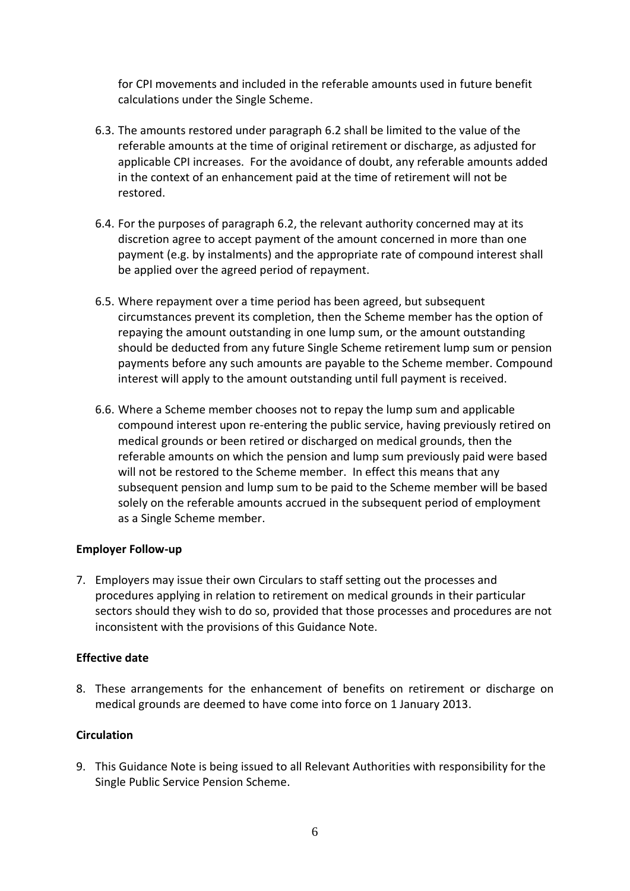for CPI movements and included in the referable amounts used in future benefit calculations under the Single Scheme.

6.3. The amounts restored under paragraph 6.2 shall be limited to the value of the referable amounts at the time of original retirement or discharge, as adjusted for applicable CPI increases. For the avoidance of doubt, any referable amounts added in the context of an enhancement paid at the time of retirement will not be restored.

6.4. For the purposes of paragraph 6.2, the relevant authority concerned may at its discretion agree to accept payment of the amount concerned in more than one payment (e.g. by instalments) and the appropriate rate of compound interest shall be applied over the agreed period of repayment.

6.5. Where repayment over a time period has been agreed, but subsequent circumstances prevent its completion, then the Scheme member has the option of repaying the amount outstanding in one lump sum, or the amount outstanding should be deducted from any future Single Scheme retirement lump sum or pension payments before any such amounts are payable to the Scheme member. Compound interest will apply to the amount outstanding until full payment is received.

6.6. Where a Scheme member chooses not to repay the lump sum and applicable compound interest upon re-entering the public service, having previously retired on medical grounds or been retired or discharged on medical grounds, then the referable amounts on which the pension and lump sum previously paid were based will not be restored to the Scheme member. In effect this means that any subsequent pension and lump sum to be paid to the Scheme member will be based solely on the referable amounts accrued in the subsequent period of employment as a Single Scheme member.

**Employer Follow-up**

7. Employers may issue their own Circulars to staff setting out the processes and procedures applying in relation to retirement on medical grounds in their particular sectors should they wish to do so, provided that those processes and procedures are not inconsistent with the provisions of this Guidance Note.

**Effective date**

8. These arrangements for the enhancement of benefits on retirement or discharge on medical grounds are deemed to have come into force on 1 January 2013.

**Circulation**

9. This Guidance Note is being issued to all Relevant Authorities with responsibility for the Single Public Service Pension Scheme.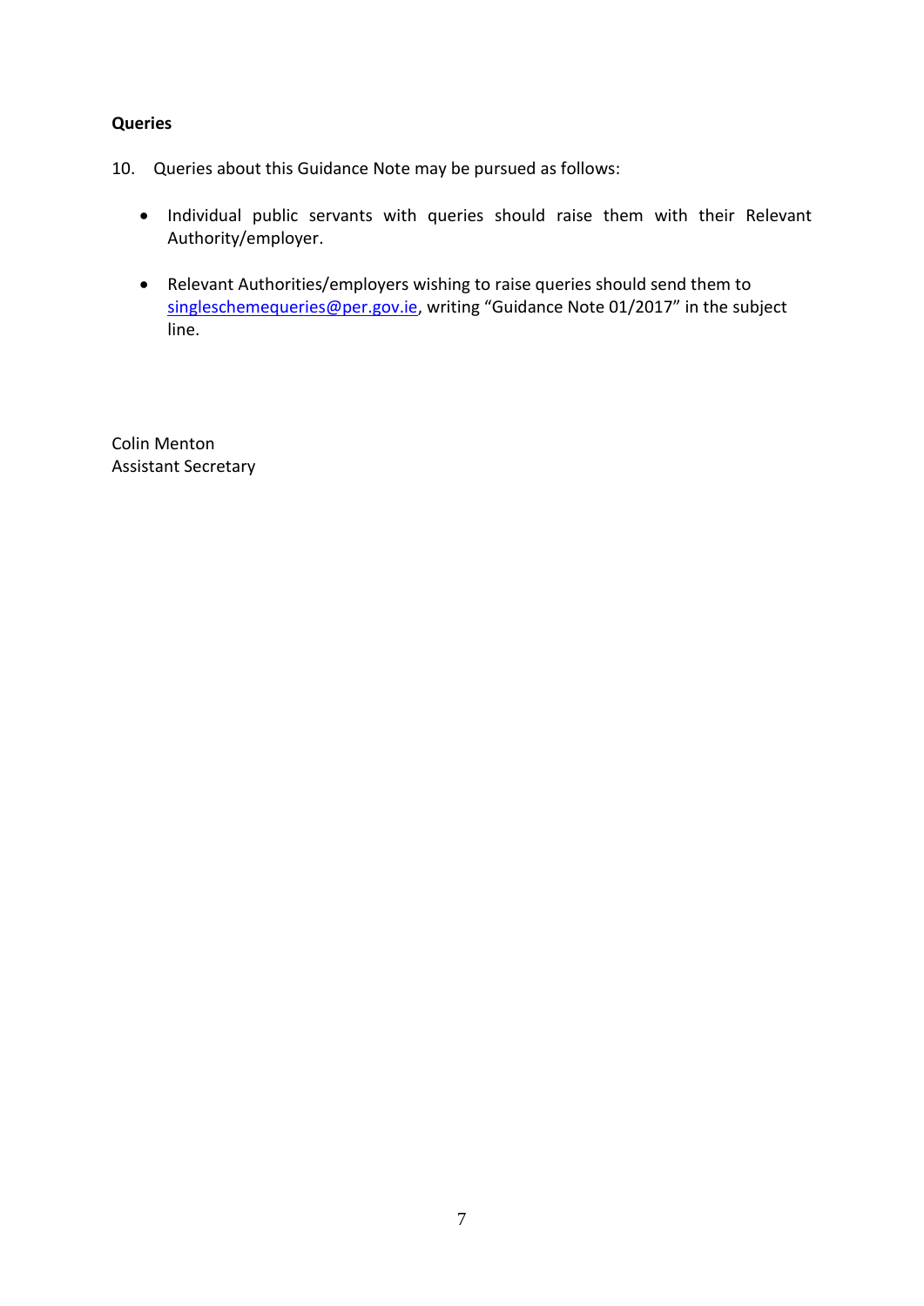**Queries**

10. Queries about this Guidance Note may be pursued as follows:

- Individual public servants with queries should raise them with their Relevant Authority/employer.

- Relevant Authorities/employers wishing to raise queries should send them to singleschemequeries@per.gov.ie, writing "Guidance Note 01/2017" in the subject line.

Colin Menton
Assistant Secretary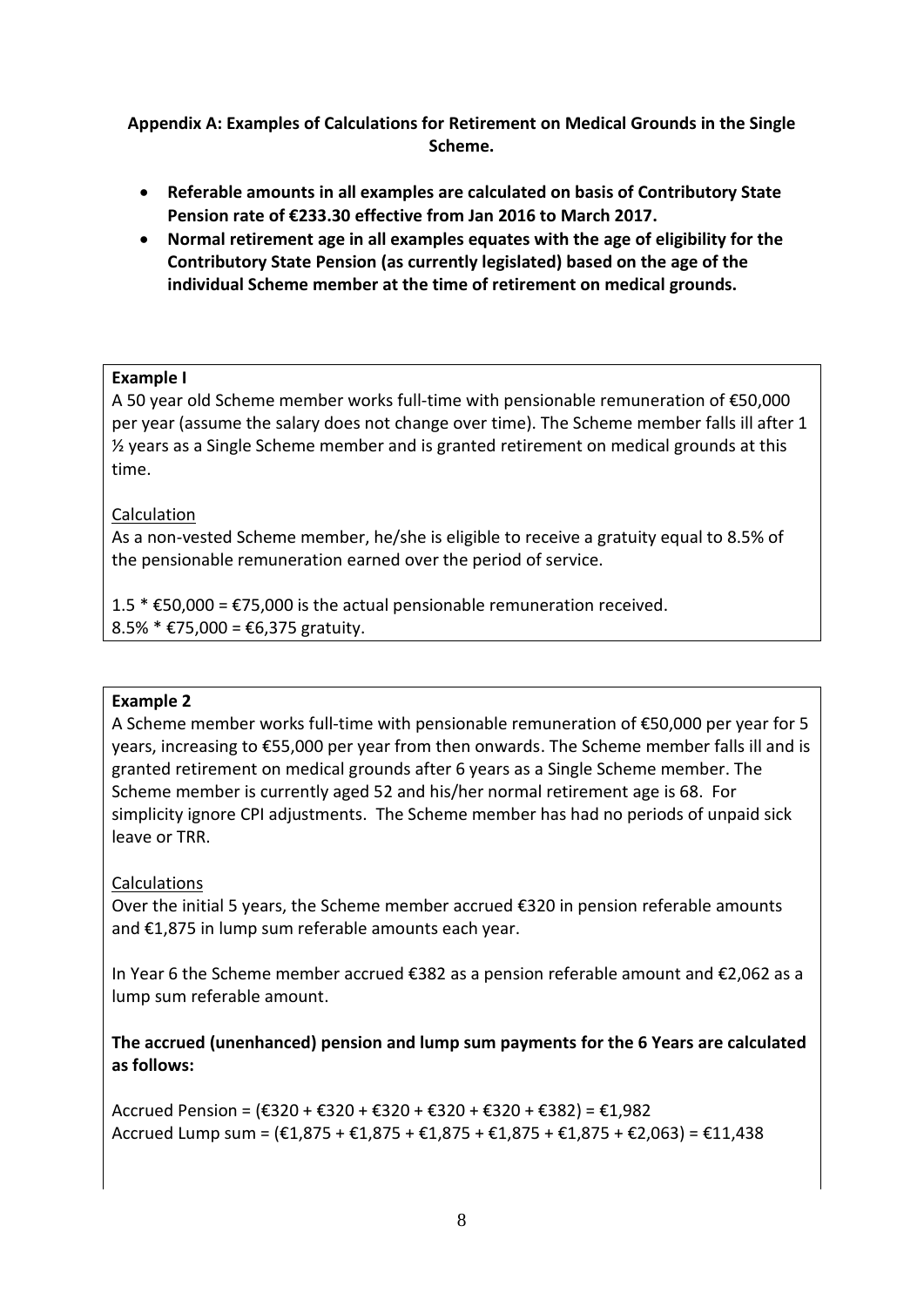**Appendix A: Examples of Calculations for Retirement on Medical Grounds in the Single Scheme.**

- **Referable amounts in all examples are calculated on basis of Contributory State Pension rate of €233.30 effective from Jan 2016 to March 2017.**
- **Normal retirement age in all examples equates with the age of eligibility for the Contributory State Pension (as currently legislated) based on the age of the individual Scheme member at the time of retirement on medical grounds.**

**Example I**

A 50 year old Scheme member works full-time with pensionable remuneration of €50,000 per year (assume the salary does not change over time). The Scheme member falls ill after 1 ½ years as a Single Scheme member and is granted retirement on medical grounds at this time.

Calculation

As a non-vested Scheme member, he/she is eligible to receive a gratuity equal to 8.5% of the pensionable remuneration earned over the period of service.

1.5 * €50,000 = €75,000 is the actual pensionable remuneration received.
8.5% * €75,000 = €6,375 gratuity.

**Example 2**

A Scheme member works full-time with pensionable remuneration of €50,000 per year for 5 years, increasing to €55,000 per year from then onwards. The Scheme member falls ill and is granted retirement on medical grounds after 6 years as a Single Scheme member. The Scheme member is currently aged 52 and his/her normal retirement age is 68. For simplicity ignore CPI adjustments. The Scheme member has had no periods of unpaid sick leave or TRR.

Calculations

Over the initial 5 years, the Scheme member accrued €320 in pension referable amounts and €1,875 in lump sum referable amounts each year.

In Year 6 the Scheme member accrued €382 as a pension referable amount and €2,062 as a lump sum referable amount.

**The accrued (unenhanced) pension and lump sum payments for the 6 Years are calculated as follows:**

Accrued Pension = (€320 + €320 + €320 + €320 + €320 + €382) = €1,982
Accrued Lump sum = (€1,875 + €1,875 + €1,875 + €1,875 + €1,875 + €2,063) = €11,438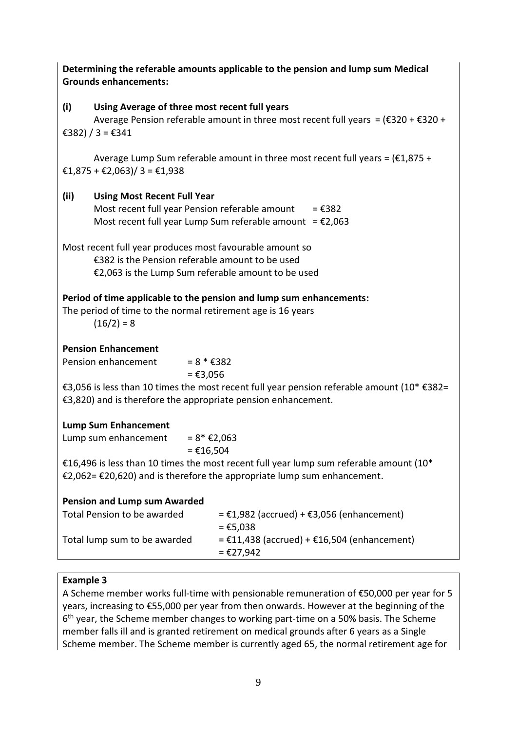**Determining the referable amounts applicable to the pension and lump sum Medical Grounds enhancements:**

**(i) Using Average of three most recent full years**

Average Pension referable amount in three most recent full years = (€320 + €320 + €382) / 3 = €341

Average Lump Sum referable amount in three most recent full years = (€1,875 + €1,875 + €2,063)/ 3 = €1,938

**(ii) Using Most Recent Full Year**

Most recent full year Pension referable amount = €382
Most recent full year Lump Sum referable amount = €2,063

Most recent full year produces most favourable amount so
€382 is the Pension referable amount to be used
€2,063 is the Lump Sum referable amount to be used

**Period of time applicable to the pension and lump sum enhancements:**

The period of time to the normal retirement age is 16 years
(16/2) = 8

**Pension Enhancement**

Pension enhancement = 8 * €382
= €3,056

€3,056 is less than 10 times the most recent full year pension referable amount (10* €382= €3,820) and is therefore the appropriate pension enhancement.

**Lump Sum Enhancement**

Lump sum enhancement = 8* €2,063
= €16,504

€16,496 is less than 10 times the most recent full year lump sum referable amount (10* €2,062= €20,620) and is therefore the appropriate lump sum enhancement.

**Pension and Lump sum Awarded**

| | |
|---|---|
| Total Pension to be awarded | = €1,982 (accrued) + €3,056 (enhancement) = €5,038 |
| Total lump sum to be awarded | = €11,438 (accrued) + €16,504 (enhancement) = €27,942 |

**Example 3**

A Scheme member works full-time with pensionable remuneration of €50,000 per year for 5 years, increasing to €55,000 per year from then onwards. However at the beginning of the 6th year, the Scheme member changes to working part-time on a 50% basis. The Scheme member falls ill and is granted retirement on medical grounds after 6 years as a Single Scheme member. The Scheme member is currently aged 65, the normal retirement age for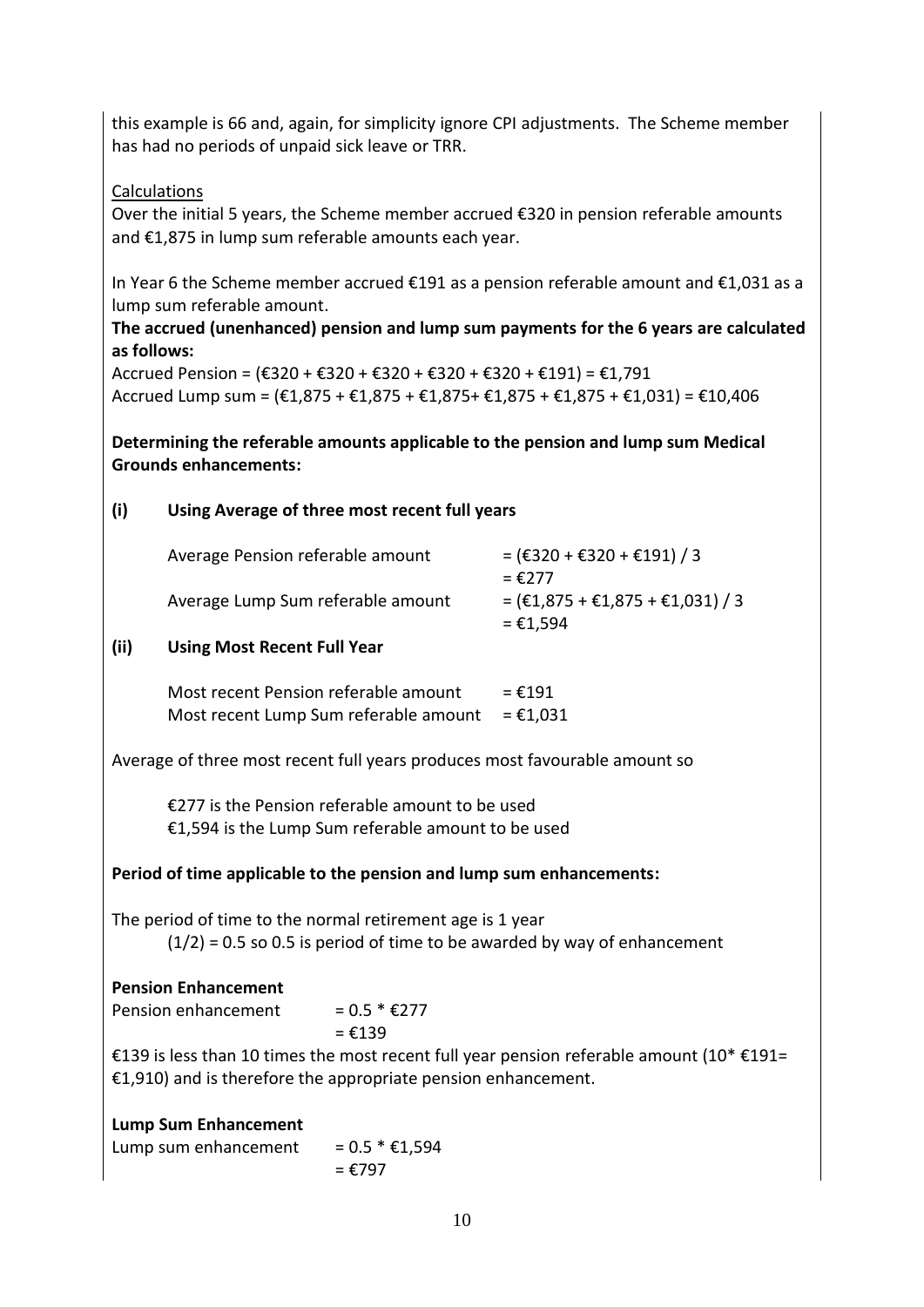this example is 66 and, again, for simplicity ignore CPI adjustments. The Scheme member has had no periods of unpaid sick leave or TRR.

Calculations

Over the initial 5 years, the Scheme member accrued €320 in pension referable amounts and €1,875 in lump sum referable amounts each year.

In Year 6 the Scheme member accrued €191 as a pension referable amount and €1,031 as a lump sum referable amount.

**The accrued (unenhanced) pension and lump sum payments for the 6 years are calculated as follows:**

Accrued Pension = (€320 + €320 + €320 + €320 + €320 + €191) = €1,791
Accrued Lump sum = (€1,875 + €1,875 + €1,875+ €1,875 + €1,875 + €1,031) = €10,406

**Determining the referable amounts applicable to the pension and lump sum Medical Grounds enhancements:**

**(i) Using Average of three most recent full years**

Average Pension referable amount = (€320 + €320 + €191) / 3
= €277

Average Lump Sum referable amount = (€1,875 + €1,875 + €1,031) / 3
= €1,594

**(ii) Using Most Recent Full Year**

Most recent Pension referable amount = €191
Most recent Lump Sum referable amount = €1,031

Average of three most recent full years produces most favourable amount so

€277 is the Pension referable amount to be used
€1,594 is the Lump Sum referable amount to be used

**Period of time applicable to the pension and lump sum enhancements:**

The period of time to the normal retirement age is 1 year
(1/2) = 0.5 so 0.5 is period of time to be awarded by way of enhancement

**Pension Enhancement**

Pension enhancement = 0.5 * €277
= €139

€139 is less than 10 times the most recent full year pension referable amount (10* €191= €1,910) and is therefore the appropriate pension enhancement.

**Lump Sum Enhancement**

Lump sum enhancement = 0.5 * €1,594
= €797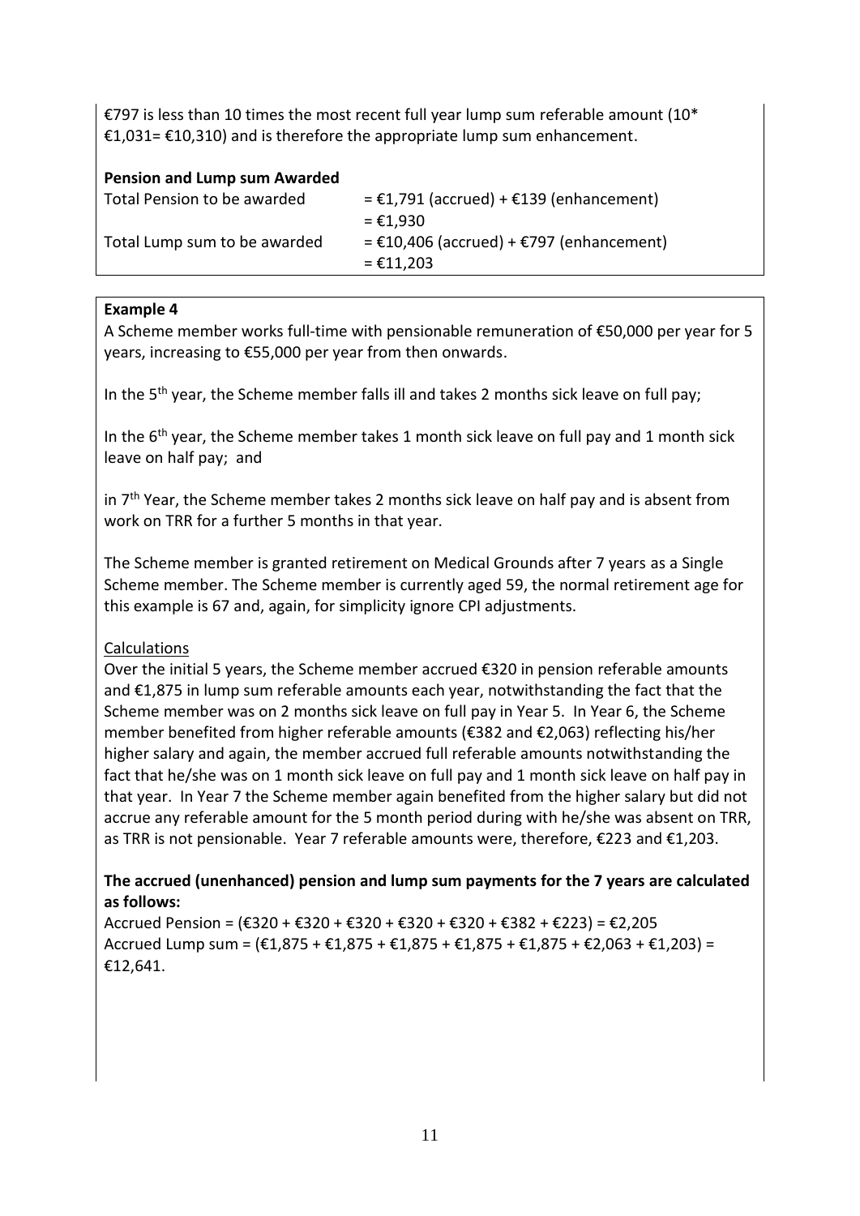€797 is less than 10 times the most recent full year lump sum referable amount (10* €1,031= €10,310) and is therefore the appropriate lump sum enhancement.

**Pension and Lump sum Awarded**

| | |
|---|---|
| Total Pension to be awarded | = €1,791 (accrued) + €139 (enhancement) = €1,930 |
| Total Lump sum to be awarded | = €10,406 (accrued) + €797 (enhancement) = €11,203 |

**Example 4**

A Scheme member works full-time with pensionable remuneration of €50,000 per year for 5 years, increasing to €55,000 per year from then onwards.

In the 5th year, the Scheme member falls ill and takes 2 months sick leave on full pay;

In the 6th year, the Scheme member takes 1 month sick leave on full pay and 1 month sick leave on half pay; and

in 7th Year, the Scheme member takes 2 months sick leave on half pay and is absent from work on TRR for a further 5 months in that year.

The Scheme member is granted retirement on Medical Grounds after 7 years as a Single Scheme member. The Scheme member is currently aged 59, the normal retirement age for this example is 67 and, again, for simplicity ignore CPI adjustments.

Calculations

Over the initial 5 years, the Scheme member accrued €320 in pension referable amounts and €1,875 in lump sum referable amounts each year, notwithstanding the fact that the Scheme member was on 2 months sick leave on full pay in Year 5. In Year 6, the Scheme member benefited from higher referable amounts (€382 and €2,063) reflecting his/her higher salary and again, the member accrued full referable amounts notwithstanding the fact that he/she was on 1 month sick leave on full pay and 1 month sick leave on half pay in that year. In Year 7 the Scheme member again benefited from the higher salary but did not accrue any referable amount for the 5 month period during with he/she was absent on TRR, as TRR is not pensionable. Year 7 referable amounts were, therefore, €223 and €1,203.

**The accrued (unenhanced) pension and lump sum payments for the 7 years are calculated as follows:**

Accrued Pension = (€320 + €320 + €320 + €320 + €320 + €382 + €223) = €2,205
Accrued Lump sum = (€1,875 + €1,875 + €1,875 + €1,875 + €1,875 + €2,063 + €1,203) = €12,641.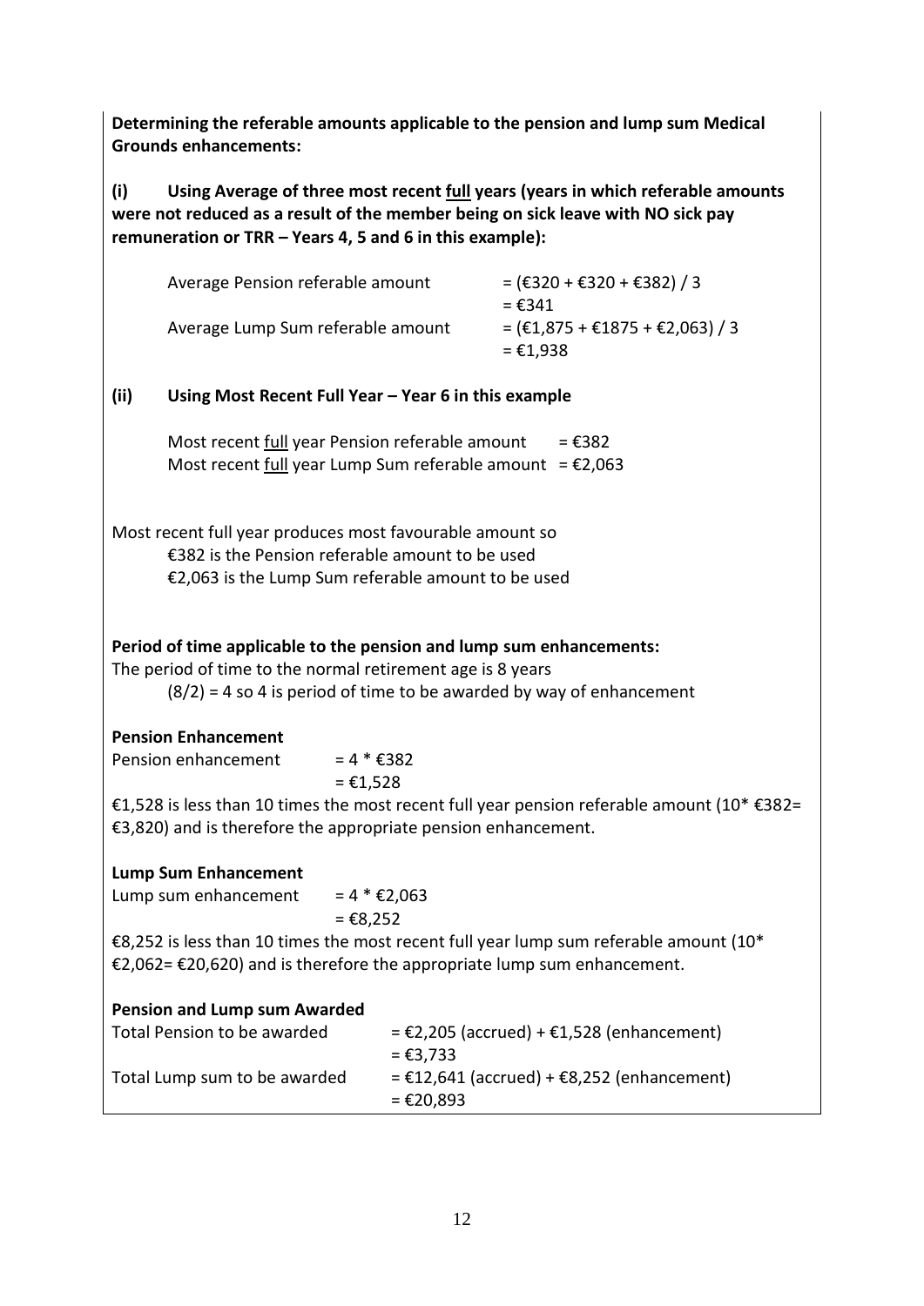**Determining the referable amounts applicable to the pension and lump sum Medical Grounds enhancements:**

**(i) Using Average of three most recent <u>full</u> years (years in which referable amounts were not reduced as a result of the member being on sick leave with NO sick pay remuneration or TRR – Years 4, 5 and 6 in this example):**

| | |
|---|---|
| Average Pension referable amount | = (€320 + €320 + €382) / 3 |
| | = €341 |
| Average Lump Sum referable amount | = (€1,875 + €1875 + €2,063) / 3 |
| | = €1,938 |

**(ii) Using Most Recent Full Year – Year 6 in this example**

Most recent <u>full</u> year Pension referable amount = €382
Most recent <u>full</u> year Lump Sum referable amount = €2,063

Most recent full year produces most favourable amount so
€382 is the Pension referable amount to be used
€2,063 is the Lump Sum referable amount to be used

**Period of time applicable to the pension and lump sum enhancements:**
The period of time to the normal retirement age is 8 years
(8/2) = 4 so 4 is period of time to be awarded by way of enhancement

**Pension Enhancement**
Pension enhancement = 4 * €382
= €1,528

€1,528 is less than 10 times the most recent full year pension referable amount (10* €382= €3,820) and is therefore the appropriate pension enhancement.

**Lump Sum Enhancement**
Lump sum enhancement = 4 * €2,063
= €8,252

€8,252 is less than 10 times the most recent full year lump sum referable amount (10* €2,062= €20,620) and is therefore the appropriate lump sum enhancement.

**Pension and Lump sum Awarded**

| | |
|---|---|
| Total Pension to be awarded | = €2,205 (accrued) + €1,528 (enhancement) |
| | = €3,733 |
| Total Lump sum to be awarded | = €12,641 (accrued) + €8,252 (enhancement) |
| | = €20,893 |